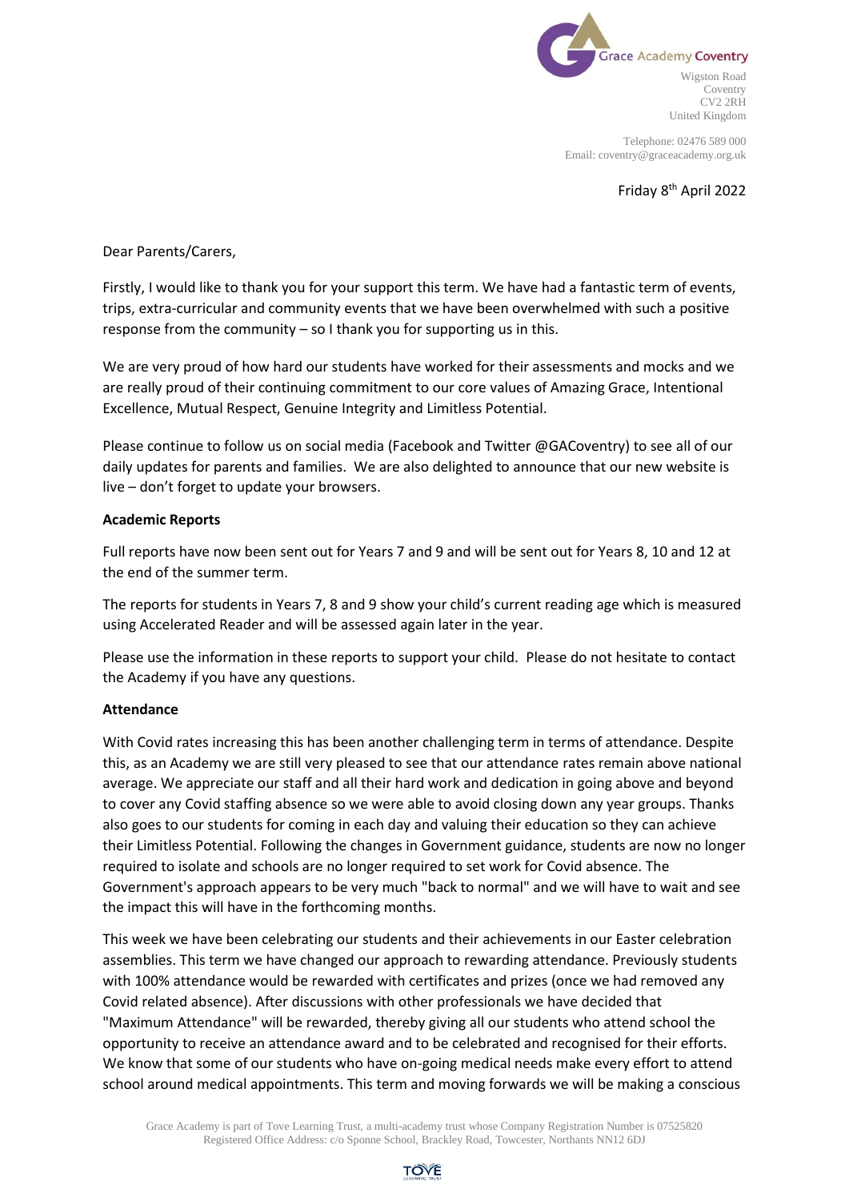Grace Academy Coventry

Wigston Road
Coventry
CV2 2RH
United Kingdom

Telephone: 02476 589 000
Email: coventry@graceacademy.org.uk

Friday 8th April 2022

Dear Parents/Carers,

Firstly, I would like to thank you for your support this term. We have had a fantastic term of events, trips, extra-curricular and community events that we have been overwhelmed with such a positive response from the community – so I thank you for supporting us in this.

We are very proud of how hard our students have worked for their assessments and mocks and we are really proud of their continuing commitment to our core values of Amazing Grace, Intentional Excellence, Mutual Respect, Genuine Integrity and Limitless Potential.

Please continue to follow us on social media (Facebook and Twitter @GACoventry) to see all of our daily updates for parents and families. We are also delighted to announce that our new website is live – don't forget to update your browsers.

**Academic Reports**

Full reports have now been sent out for Years 7 and 9 and will be sent out for Years 8, 10 and 12 at the end of the summer term.

The reports for students in Years 7, 8 and 9 show your child's current reading age which is measured using Accelerated Reader and will be assessed again later in the year.

Please use the information in these reports to support your child. Please do not hesitate to contact the Academy if you have any questions.

**Attendance**

With Covid rates increasing this has been another challenging term in terms of attendance. Despite this, as an Academy we are still very pleased to see that our attendance rates remain above national average. We appreciate our staff and all their hard work and dedication in going above and beyond to cover any Covid staffing absence so we were able to avoid closing down any year groups. Thanks also goes to our students for coming in each day and valuing their education so they can achieve their Limitless Potential. Following the changes in Government guidance, students are now no longer required to isolate and schools are no longer required to set work for Covid absence. The Government's approach appears to be very much "back to normal" and we will have to wait and see the impact this will have in the forthcoming months.

This week we have been celebrating our students and their achievements in our Easter celebration assemblies. This term we have changed our approach to rewarding attendance. Previously students with 100% attendance would be rewarded with certificates and prizes (once we had removed any Covid related absence). After discussions with other professionals we have decided that "Maximum Attendance" will be rewarded, thereby giving all our students who attend school the opportunity to receive an attendance award and to be celebrated and recognised for their efforts. We know that some of our students who have on-going medical needs make every effort to attend school around medical appointments. This term and moving forwards we will be making a conscious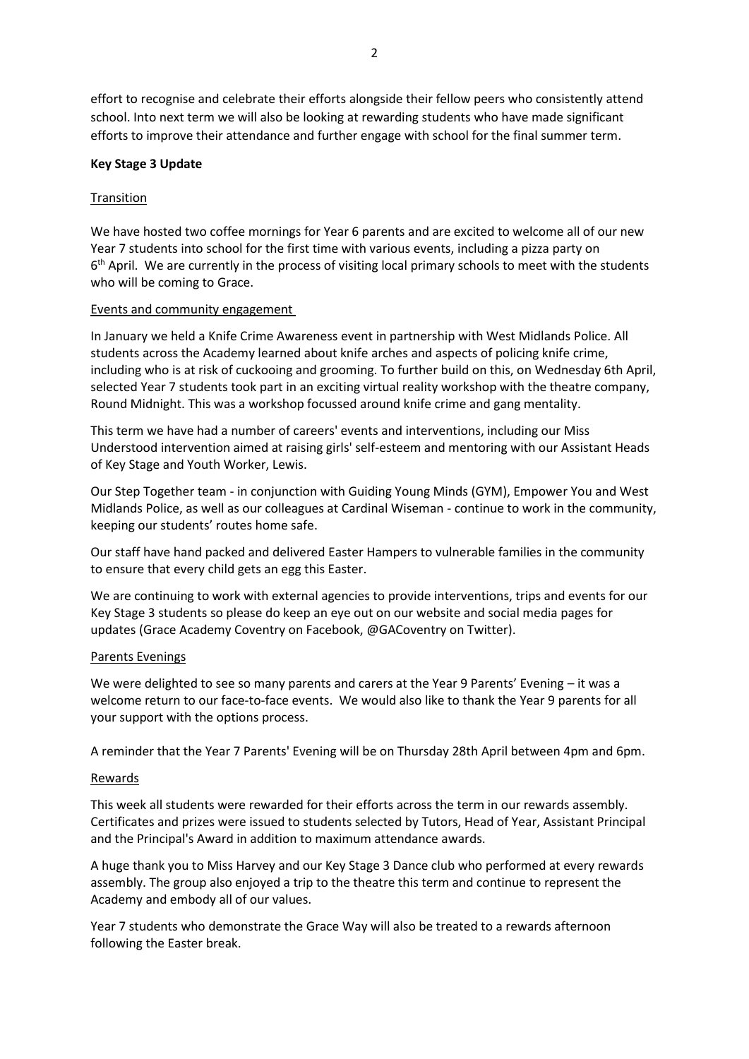effort to recognise and celebrate their efforts alongside their fellow peers who consistently attend school. Into next term we will also be looking at rewarding students who have made significant efforts to improve their attendance and further engage with school for the final summer term.

**Key Stage 3 Update**

Transition

We have hosted two coffee mornings for Year 6 parents and are excited to welcome all of our new Year 7 students into school for the first time with various events, including a pizza party on 6th April. We are currently in the process of visiting local primary schools to meet with the students who will be coming to Grace.

Events and community engagement

In January we held a Knife Crime Awareness event in partnership with West Midlands Police. All students across the Academy learned about knife arches and aspects of policing knife crime, including who is at risk of cuckooing and grooming. To further build on this, on Wednesday 6th April, selected Year 7 students took part in an exciting virtual reality workshop with the theatre company, Round Midnight. This was a workshop focussed around knife crime and gang mentality.

This term we have had a number of careers' events and interventions, including our Miss Understood intervention aimed at raising girls' self-esteem and mentoring with our Assistant Heads of Key Stage and Youth Worker, Lewis.

Our Step Together team - in conjunction with Guiding Young Minds (GYM), Empower You and West Midlands Police, as well as our colleagues at Cardinal Wiseman - continue to work in the community, keeping our students' routes home safe.

Our staff have hand packed and delivered Easter Hampers to vulnerable families in the community to ensure that every child gets an egg this Easter.

We are continuing to work with external agencies to provide interventions, trips and events for our Key Stage 3 students so please do keep an eye out on our website and social media pages for updates (Grace Academy Coventry on Facebook, @GACoventry on Twitter).

Parents Evenings

We were delighted to see so many parents and carers at the Year 9 Parents' Evening – it was a welcome return to our face-to-face events. We would also like to thank the Year 9 parents for all your support with the options process.

A reminder that the Year 7 Parents' Evening will be on Thursday 28th April between 4pm and 6pm.

Rewards

This week all students were rewarded for their efforts across the term in our rewards assembly. Certificates and prizes were issued to students selected by Tutors, Head of Year, Assistant Principal and the Principal's Award in addition to maximum attendance awards.

A huge thank you to Miss Harvey and our Key Stage 3 Dance club who performed at every rewards assembly. The group also enjoyed a trip to the theatre this term and continue to represent the Academy and embody all of our values.

Year 7 students who demonstrate the Grace Way will also be treated to a rewards afternoon following the Easter break.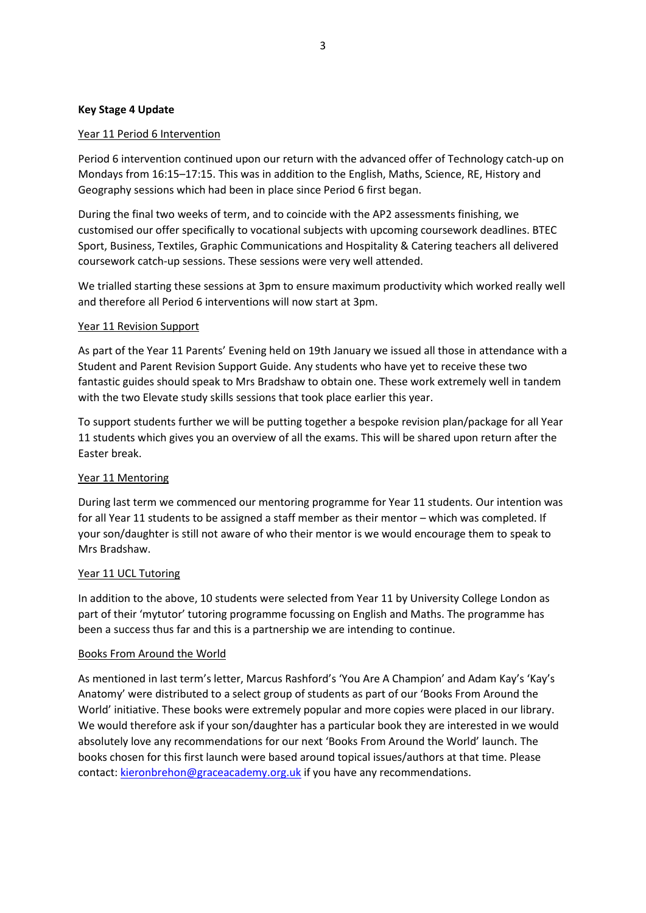**Key Stage 4 Update**

Year 11 Period 6 Intervention

Period 6 intervention continued upon our return with the advanced offer of Technology catch-up on Mondays from 16:15–17:15. This was in addition to the English, Maths, Science, RE, History and Geography sessions which had been in place since Period 6 first began.

During the final two weeks of term, and to coincide with the AP2 assessments finishing, we customised our offer specifically to vocational subjects with upcoming coursework deadlines. BTEC Sport, Business, Textiles, Graphic Communications and Hospitality & Catering teachers all delivered coursework catch-up sessions. These sessions were very well attended.

We trialled starting these sessions at 3pm to ensure maximum productivity which worked really well and therefore all Period 6 interventions will now start at 3pm.

Year 11 Revision Support

As part of the Year 11 Parents' Evening held on 19th January we issued all those in attendance with a Student and Parent Revision Support Guide. Any students who have yet to receive these two fantastic guides should speak to Mrs Bradshaw to obtain one. These work extremely well in tandem with the two Elevate study skills sessions that took place earlier this year.

To support students further we will be putting together a bespoke revision plan/package for all Year 11 students which gives you an overview of all the exams. This will be shared upon return after the Easter break.

Year 11 Mentoring

During last term we commenced our mentoring programme for Year 11 students. Our intention was for all Year 11 students to be assigned a staff member as their mentor – which was completed. If your son/daughter is still not aware of who their mentor is we would encourage them to speak to Mrs Bradshaw.

Year 11 UCL Tutoring

In addition to the above, 10 students were selected from Year 11 by University College London as part of their 'mytutor' tutoring programme focussing on English and Maths. The programme has been a success thus far and this is a partnership we are intending to continue.

Books From Around the World

As mentioned in last term's letter, Marcus Rashford's 'You Are A Champion' and Adam Kay's 'Kay's Anatomy' were distributed to a select group of students as part of our 'Books From Around the World' initiative. These books were extremely popular and more copies were placed in our library. We would therefore ask if your son/daughter has a particular book they are interested in we would absolutely love any recommendations for our next 'Books From Around the World' launch. The books chosen for this first launch were based around topical issues/authors at that time. Please contact: kieronbrehon@graceacademy.org.uk if you have any recommendations.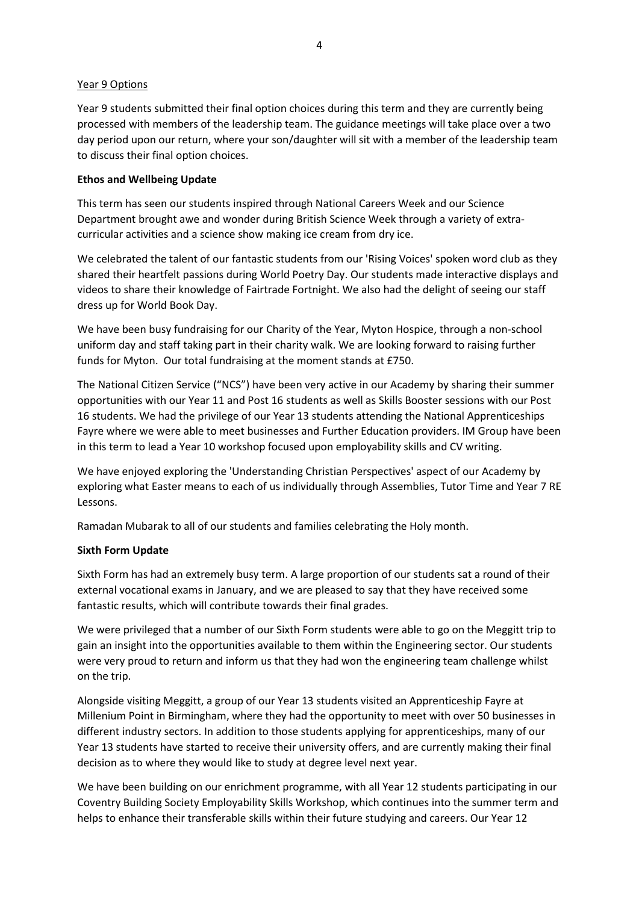Year 9 Options

Year 9 students submitted their final option choices during this term and they are currently being processed with members of the leadership team. The guidance meetings will take place over a two day period upon our return, where your son/daughter will sit with a member of the leadership team to discuss their final option choices.

**Ethos and Wellbeing Update**

This term has seen our students inspired through National Careers Week and our Science Department brought awe and wonder during British Science Week through a variety of extra-curricular activities and a science show making ice cream from dry ice.

We celebrated the talent of our fantastic students from our 'Rising Voices' spoken word club as they shared their heartfelt passions during World Poetry Day. Our students made interactive displays and videos to share their knowledge of Fairtrade Fortnight. We also had the delight of seeing our staff dress up for World Book Day.

We have been busy fundraising for our Charity of the Year, Myton Hospice, through a non-school uniform day and staff taking part in their charity walk. We are looking forward to raising further funds for Myton. Our total fundraising at the moment stands at £750.

The National Citizen Service ("NCS") have been very active in our Academy by sharing their summer opportunities with our Year 11 and Post 16 students as well as Skills Booster sessions with our Post 16 students. We had the privilege of our Year 13 students attending the National Apprenticeships Fayre where we were able to meet businesses and Further Education providers. IM Group have been in this term to lead a Year 10 workshop focused upon employability skills and CV writing.

We have enjoyed exploring the 'Understanding Christian Perspectives' aspect of our Academy by exploring what Easter means to each of us individually through Assemblies, Tutor Time and Year 7 RE Lessons.

Ramadan Mubarak to all of our students and families celebrating the Holy month.

**Sixth Form Update**

Sixth Form has had an extremely busy term. A large proportion of our students sat a round of their external vocational exams in January, and we are pleased to say that they have received some fantastic results, which will contribute towards their final grades.

We were privileged that a number of our Sixth Form students were able to go on the Meggitt trip to gain an insight into the opportunities available to them within the Engineering sector. Our students were very proud to return and inform us that they had won the engineering team challenge whilst on the trip.

Alongside visiting Meggitt, a group of our Year 13 students visited an Apprenticeship Fayre at Millenium Point in Birmingham, where they had the opportunity to meet with over 50 businesses in different industry sectors. In addition to those students applying for apprenticeships, many of our Year 13 students have started to receive their university offers, and are currently making their final decision as to where they would like to study at degree level next year.

We have been building on our enrichment programme, with all Year 12 students participating in our Coventry Building Society Employability Skills Workshop, which continues into the summer term and helps to enhance their transferable skills within their future studying and careers. Our Year 12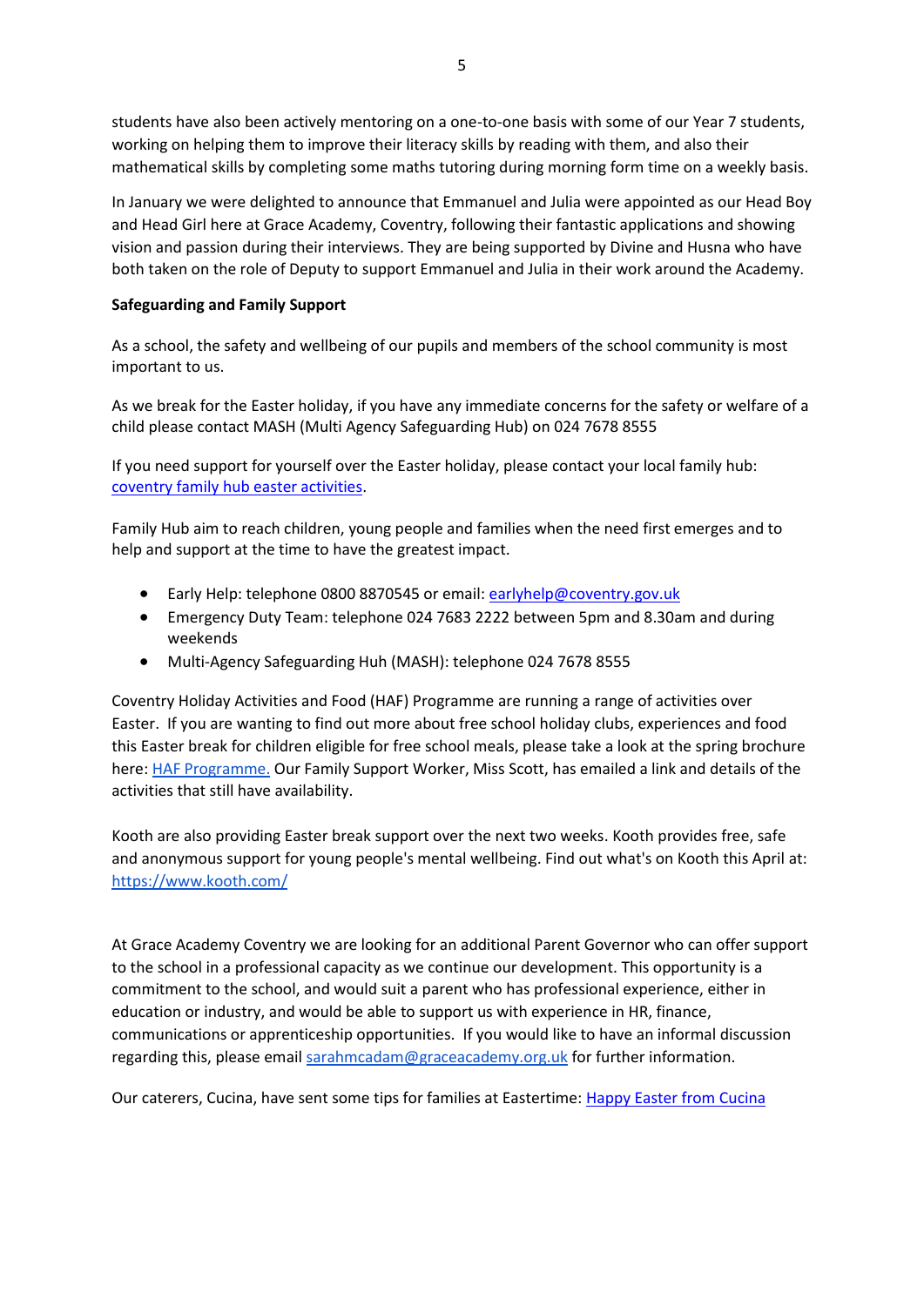students have also been actively mentoring on a one-to-one basis with some of our Year 7 students, working on helping them to improve their literacy skills by reading with them, and also their mathematical skills by completing some maths tutoring during morning form time on a weekly basis.

In January we were delighted to announce that Emmanuel and Julia were appointed as our Head Boy and Head Girl here at Grace Academy, Coventry, following their fantastic applications and showing vision and passion during their interviews. They are being supported by Divine and Husna who have both taken on the role of Deputy to support Emmanuel and Julia in their work around the Academy.

**Safeguarding and Family Support**

As a school, the safety and wellbeing of our pupils and members of the school community is most important to us.

As we break for the Easter holiday, if you have any immediate concerns for the safety or welfare of a child please contact MASH (Multi Agency Safeguarding Hub) on 024 7678 8555

If you need support for yourself over the Easter holiday, please contact your local family hub: [coventry family hub easter activities](coventry family hub easter activities).

Family Hub aim to reach children, young people and families when the need first emerges and to help and support at the time to have the greatest impact.

- Early Help: telephone 0800 8870545 or email: earlyhelp@coventry.gov.uk
- Emergency Duty Team: telephone 024 7683 2222 between 5pm and 8.30am and during weekends
- Multi-Agency Safeguarding Huh (MASH): telephone 024 7678 8555

Coventry Holiday Activities and Food (HAF) Programme are running a range of activities over Easter. If you are wanting to find out more about free school holiday clubs, experiences and food this Easter break for children eligible for free school meals, please take a look at the spring brochure here: HAF Programme. Our Family Support Worker, Miss Scott, has emailed a link and details of the activities that still have availability.

Kooth are also providing Easter break support over the next two weeks. Kooth provides free, safe and anonymous support for young people's mental wellbeing. Find out what's on Kooth this April at: https://www.kooth.com/

At Grace Academy Coventry we are looking for an additional Parent Governor who can offer support to the school in a professional capacity as we continue our development. This opportunity is a commitment to the school, and would suit a parent who has professional experience, either in education or industry, and would be able to support us with experience in HR, finance, communications or apprenticeship opportunities. If you would like to have an informal discussion regarding this, please email sarahmcadam@graceacademy.org.uk for further information.

Our caterers, Cucina, have sent some tips for families at Eastertime: Happy Easter from Cucina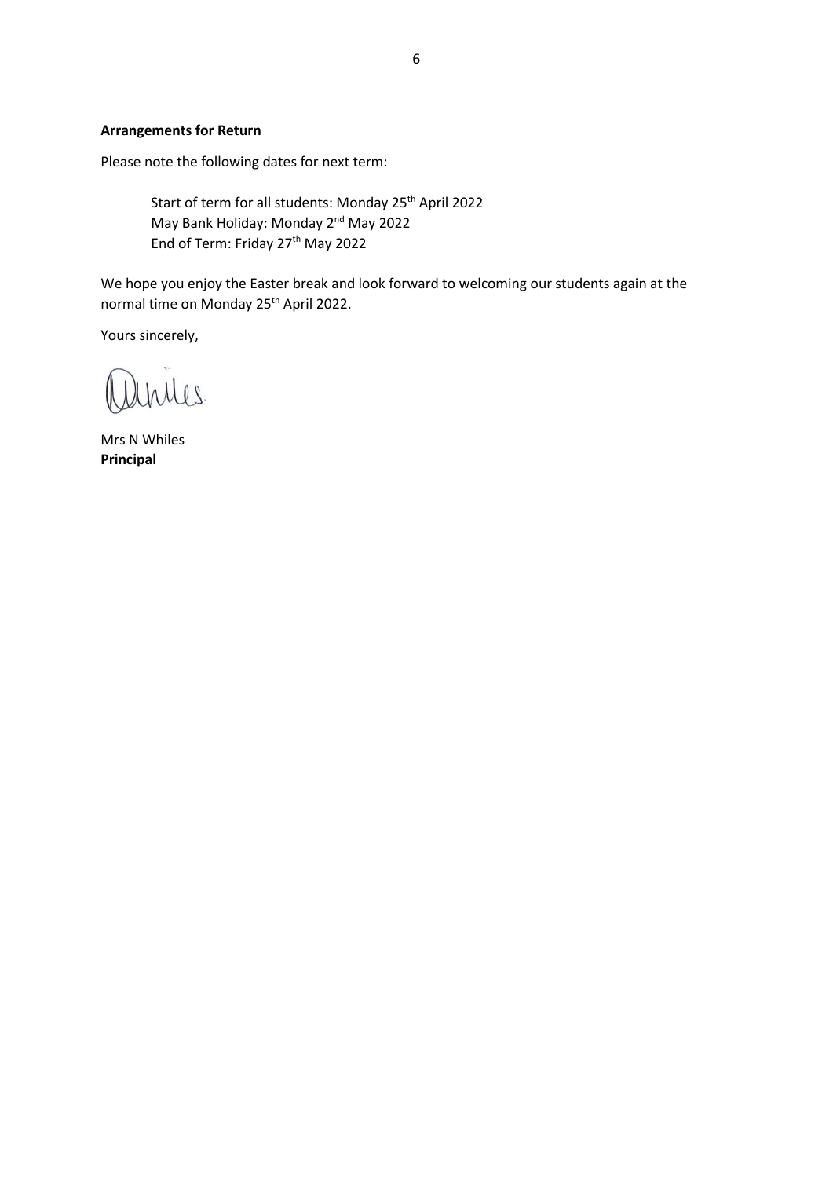**Arrangements for Return**

Please note the following dates for next term:

Start of term for all students: Monday 25th April 2022
May Bank Holiday: Monday 2nd May 2022
End of Term: Friday 27th May 2022

We hope you enjoy the Easter break and look forward to welcoming our students again at the normal time on Monday 25th April 2022.

Yours sincerely,

Mrs N Whiles
**Principal**